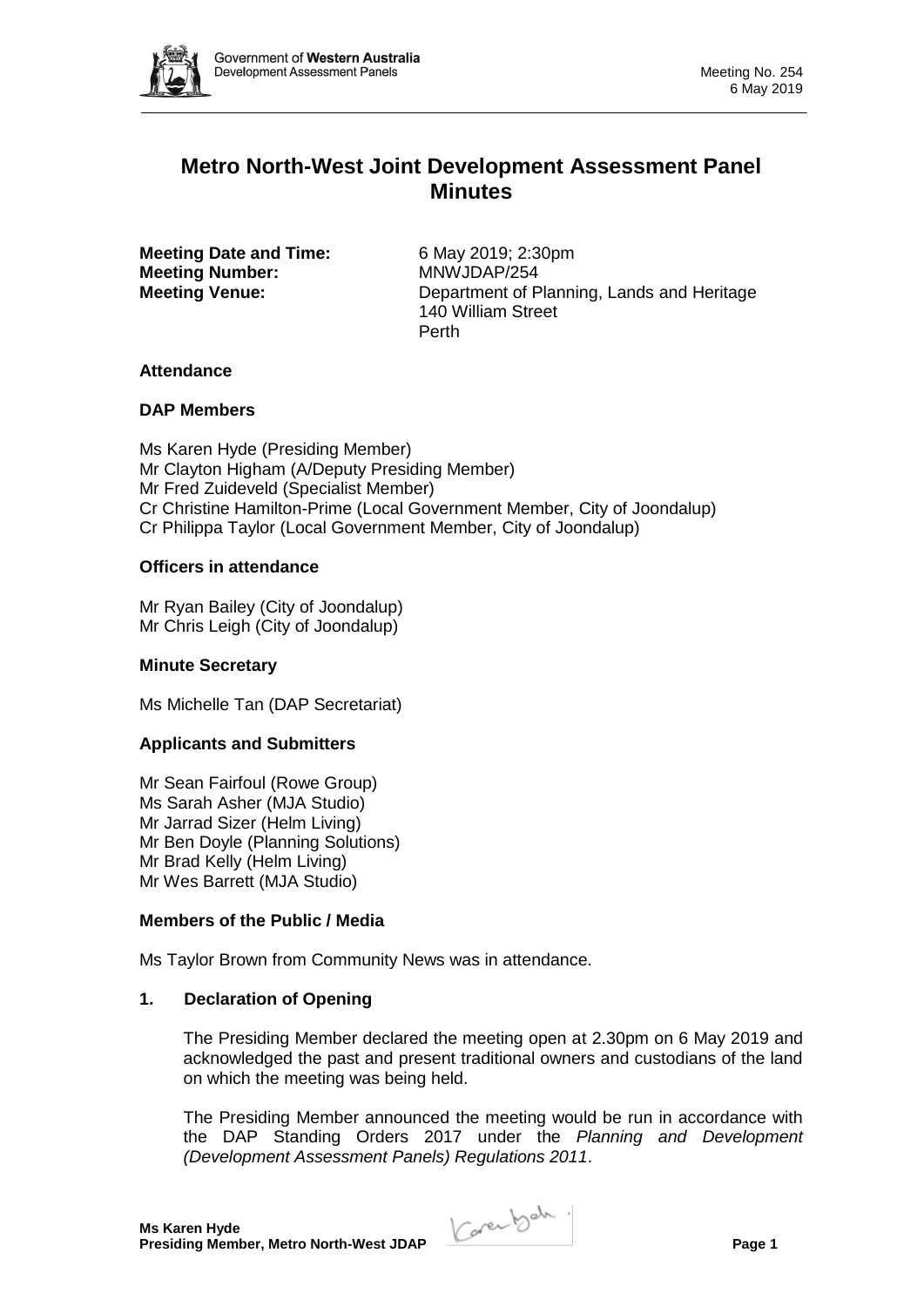# Metro North-West Joint Development Assessment Panel Minutes

**Meeting Date and Time:** 6 May 2019; 2:30pm
**Meeting Number:** MNWJDAP/254
**Meeting Venue:** Department of Planning, Lands and Heritage
140 William Street
Perth

### Attendance

### DAP Members

Ms Karen Hyde (Presiding Member)
Mr Clayton Higham (A/Deputy Presiding Member)
Mr Fred Zuideveld (Specialist Member)
Cr Christine Hamilton-Prime (Local Government Member, City of Joondalup)
Cr Philippa Taylor (Local Government Member, City of Joondalup)

### Officers in attendance

Mr Ryan Bailey (City of Joondalup)
Mr Chris Leigh (City of Joondalup)

### Minute Secretary

Ms Michelle Tan (DAP Secretariat)

### Applicants and Submitters

Mr Sean Fairfoul (Rowe Group)
Ms Sarah Asher (MJA Studio)
Mr Jarrad Sizer (Helm Living)
Mr Ben Doyle (Planning Solutions)
Mr Brad Kelly (Helm Living)
Mr Wes Barrett (MJA Studio)

### Members of the Public / Media

Ms Taylor Brown from Community News was in attendance.

### 1. Declaration of Opening

The Presiding Member declared the meeting open at 2.30pm on 6 May 2019 and acknowledged the past and present traditional owners and custodians of the land on which the meeting was being held.

The Presiding Member announced the meeting would be run in accordance with the DAP Standing Orders 2017 under the *Planning and Development (Development Assessment Panels) Regulations 2011*.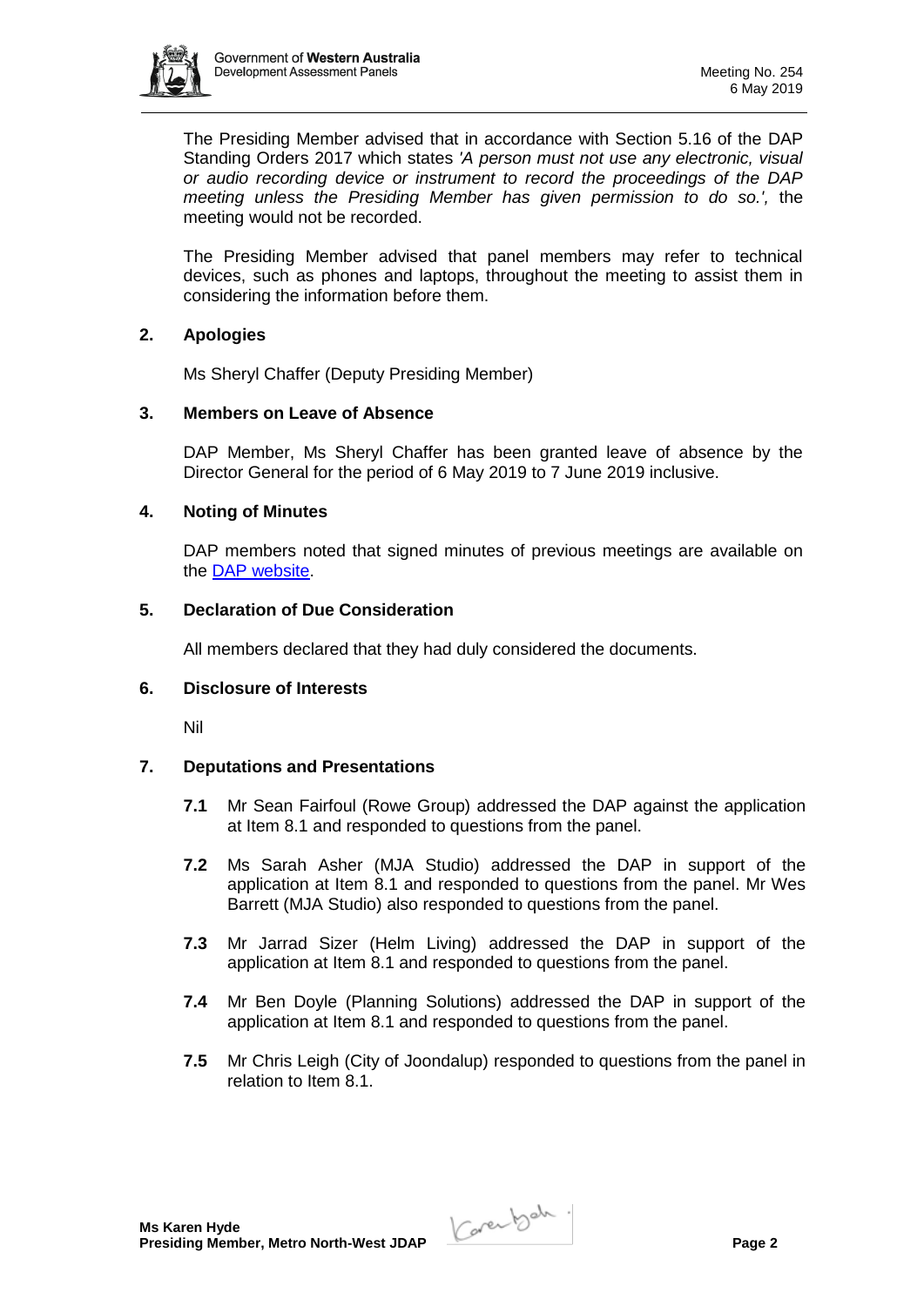The Presiding Member advised that in accordance with Section 5.16 of the DAP Standing Orders 2017 which states *'A person must not use any electronic, visual or audio recording device or instrument to record the proceedings of the DAP meeting unless the Presiding Member has given permission to do so.',* the meeting would not be recorded.

The Presiding Member advised that panel members may refer to technical devices, such as phones and laptops, throughout the meeting to assist them in considering the information before them.

## 2. Apologies

Ms Sheryl Chaffer (Deputy Presiding Member)

## 3. Members on Leave of Absence

DAP Member, Ms Sheryl Chaffer has been granted leave of absence by the Director General for the period of 6 May 2019 to 7 June 2019 inclusive.

## 4. Noting of Minutes

DAP members noted that signed minutes of previous meetings are available on the DAP website.

## 5. Declaration of Due Consideration

All members declared that they had duly considered the documents.

## 6. Disclosure of Interests

Nil

## 7. Deputations and Presentations

**7.1** Mr Sean Fairfoul (Rowe Group) addressed the DAP against the application at Item 8.1 and responded to questions from the panel.

**7.2** Ms Sarah Asher (MJA Studio) addressed the DAP in support of the application at Item 8.1 and responded to questions from the panel. Mr Wes Barrett (MJA Studio) also responded to questions from the panel.

**7.3** Mr Jarrad Sizer (Helm Living) addressed the DAP in support of the application at Item 8.1 and responded to questions from the panel.

**7.4** Mr Ben Doyle (Planning Solutions) addressed the DAP in support of the application at Item 8.1 and responded to questions from the panel.

**7.5** Mr Chris Leigh (City of Joondalup) responded to questions from the panel in relation to Item 8.1.

**Ms Karen Hyde**
**Presiding Member, Metro North-West JDAP**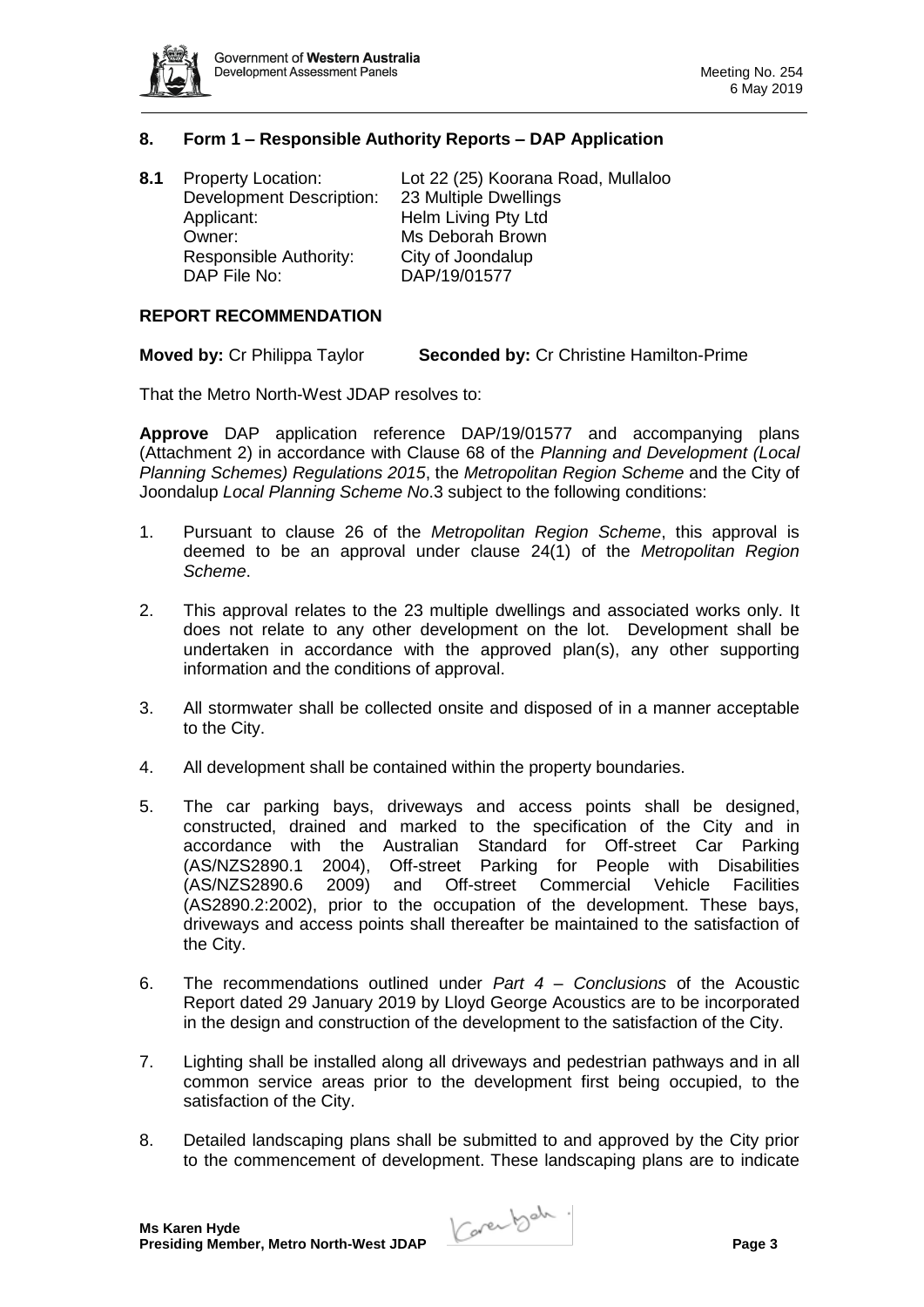## 8. Form 1 – Responsible Authority Reports – DAP Application

**8.1** Property Location: Lot 22 (25) Koorana Road, Mullaloo
Development Description: 23 Multiple Dwellings
Applicant: Helm Living Pty Ltd
Owner: Ms Deborah Brown
Responsible Authority: City of Joondalup
DAP File No: DAP/19/01577

### REPORT RECOMMENDATION

**Moved by:** Cr Philippa Taylor **Seconded by:** Cr Christine Hamilton-Prime

That the Metro North-West JDAP resolves to:

**Approve** DAP application reference DAP/19/01577 and accompanying plans (Attachment 2) in accordance with Clause 68 of the *Planning and Development (Local Planning Schemes) Regulations 2015*, the *Metropolitan Region Scheme* and the City of Joondalup *Local Planning Scheme No*.3 subject to the following conditions:

1. Pursuant to clause 26 of the *Metropolitan Region Scheme*, this approval is deemed to be an approval under clause 24(1) of the *Metropolitan Region Scheme*.

2. This approval relates to the 23 multiple dwellings and associated works only. It does not relate to any other development on the lot. Development shall be undertaken in accordance with the approved plan(s), any other supporting information and the conditions of approval.

3. All stormwater shall be collected onsite and disposed of in a manner acceptable to the City.

4. All development shall be contained within the property boundaries.

5. The car parking bays, driveways and access points shall be designed, constructed, drained and marked to the specification of the City and in accordance with the Australian Standard for Off-street Car Parking (AS/NZS2890.1 2004), Off-street Parking for People with Disabilities (AS/NZS2890.6 2009) and Off-street Commercial Vehicle Facilities (AS2890.2:2002), prior to the occupation of the development. These bays, driveways and access points shall thereafter be maintained to the satisfaction of the City.

6. The recommendations outlined under *Part 4 – Conclusions* of the Acoustic Report dated 29 January 2019 by Lloyd George Acoustics are to be incorporated in the design and construction of the development to the satisfaction of the City.

7. Lighting shall be installed along all driveways and pedestrian pathways and in all common service areas prior to the development first being occupied, to the satisfaction of the City.

8. Detailed landscaping plans shall be submitted to and approved by the City prior to the commencement of development. These landscaping plans are to indicate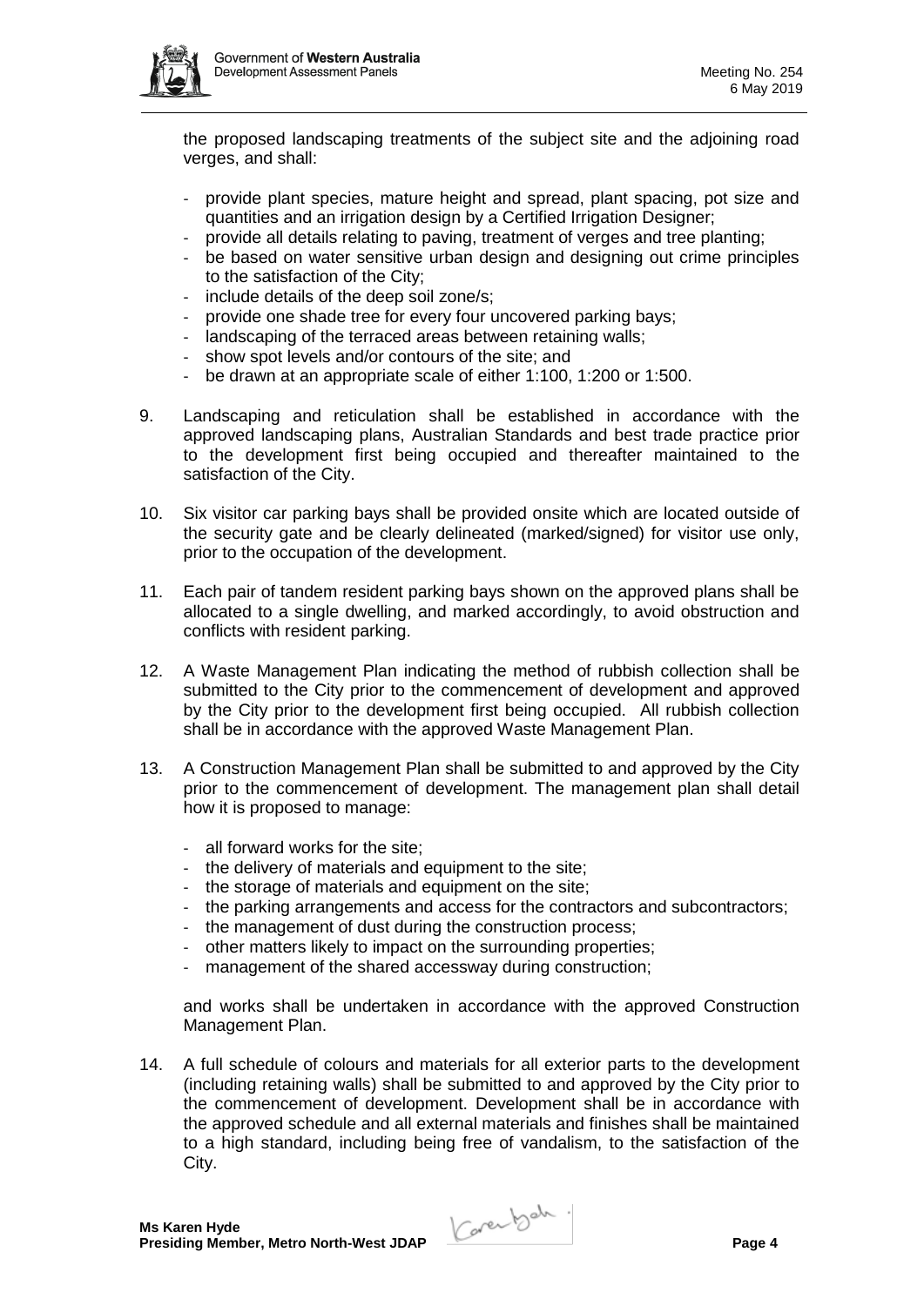the proposed landscaping treatments of the subject site and the adjoining road verges, and shall:

- provide plant species, mature height and spread, plant spacing, pot size and quantities and an irrigation design by a Certified Irrigation Designer;
- provide all details relating to paving, treatment of verges and tree planting;
- be based on water sensitive urban design and designing out crime principles to the satisfaction of the City;
- include details of the deep soil zone/s;
- provide one shade tree for every four uncovered parking bays;
- landscaping of the terraced areas between retaining walls;
- show spot levels and/or contours of the site; and
- be drawn at an appropriate scale of either 1:100, 1:200 or 1:500.

9. Landscaping and reticulation shall be established in accordance with the approved landscaping plans, Australian Standards and best trade practice prior to the development first being occupied and thereafter maintained to the satisfaction of the City.

10. Six visitor car parking bays shall be provided onsite which are located outside of the security gate and be clearly delineated (marked/signed) for visitor use only, prior to the occupation of the development.

11. Each pair of tandem resident parking bays shown on the approved plans shall be allocated to a single dwelling, and marked accordingly, to avoid obstruction and conflicts with resident parking.

12. A Waste Management Plan indicating the method of rubbish collection shall be submitted to the City prior to the commencement of development and approved by the City prior to the development first being occupied. All rubbish collection shall be in accordance with the approved Waste Management Plan.

13. A Construction Management Plan shall be submitted to and approved by the City prior to the commencement of development. The management plan shall detail how it is proposed to manage:

    - all forward works for the site;
    - the delivery of materials and equipment to the site;
    - the storage of materials and equipment on the site;
    - the parking arrangements and access for the contractors and subcontractors;
    - the management of dust during the construction process;
    - other matters likely to impact on the surrounding properties;
    - management of the shared accessway during construction;

    and works shall be undertaken in accordance with the approved Construction Management Plan.

14. A full schedule of colours and materials for all exterior parts to the development (including retaining walls) shall be submitted to and approved by the City prior to the commencement of development. Development shall be in accordance with the approved schedule and all external materials and finishes shall be maintained to a high standard, including being free of vandalism, to the satisfaction of the City.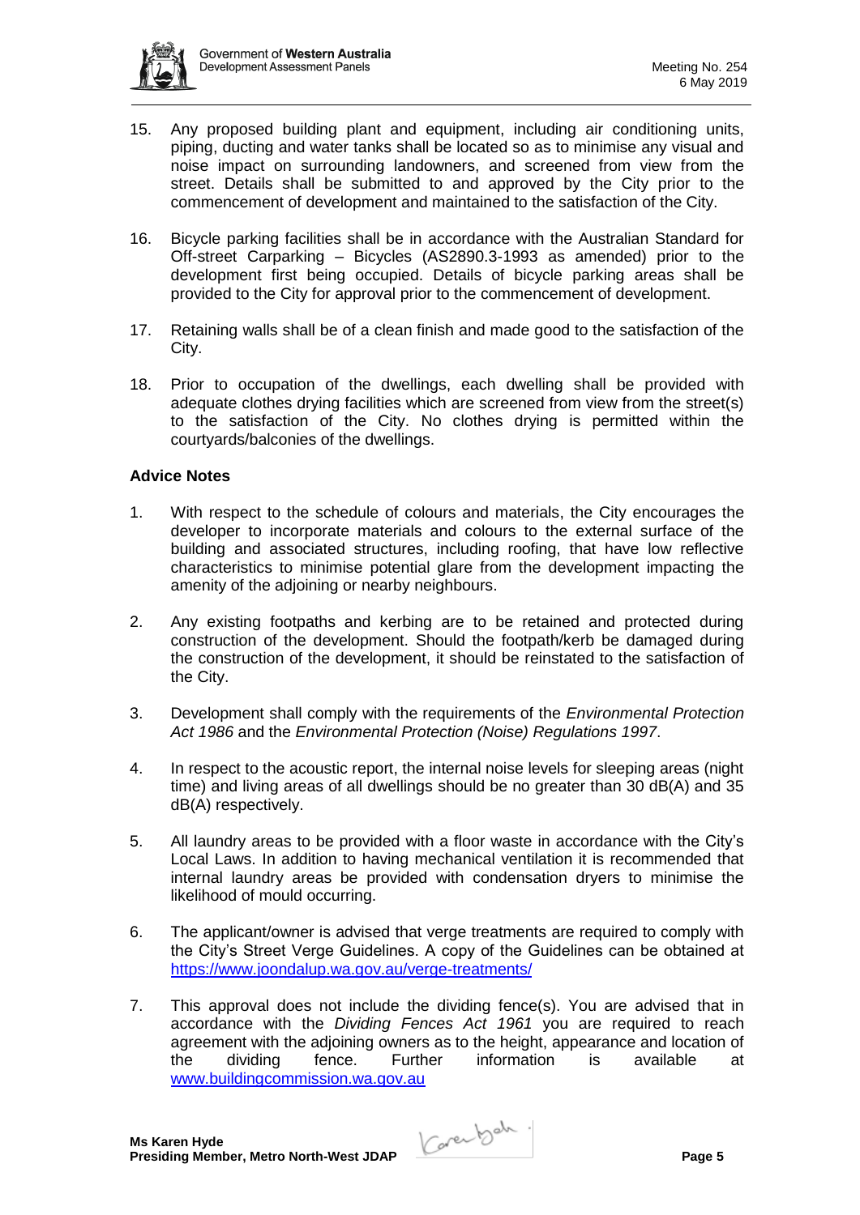15. Any proposed building plant and equipment, including air conditioning units, piping, ducting and water tanks shall be located so as to minimise any visual and noise impact on surrounding landowners, and screened from view from the street. Details shall be submitted to and approved by the City prior to the commencement of development and maintained to the satisfaction of the City.

16. Bicycle parking facilities shall be in accordance with the Australian Standard for Off-street Carparking – Bicycles (AS2890.3-1993 as amended) prior to the development first being occupied. Details of bicycle parking areas shall be provided to the City for approval prior to the commencement of development.

17. Retaining walls shall be of a clean finish and made good to the satisfaction of the City.

18. Prior to occupation of the dwellings, each dwelling shall be provided with adequate clothes drying facilities which are screened from view from the street(s) to the satisfaction of the City. No clothes drying is permitted within the courtyards/balconies of the dwellings.

**Advice Notes**

1. With respect to the schedule of colours and materials, the City encourages the developer to incorporate materials and colours to the external surface of the building and associated structures, including roofing, that have low reflective characteristics to minimise potential glare from the development impacting the amenity of the adjoining or nearby neighbours.

2. Any existing footpaths and kerbing are to be retained and protected during construction of the development. Should the footpath/kerb be damaged during the construction of the development, it should be reinstated to the satisfaction of the City.

3. Development shall comply with the requirements of the *Environmental Protection Act 1986* and the *Environmental Protection (Noise) Regulations 1997*.

4. In respect to the acoustic report, the internal noise levels for sleeping areas (night time) and living areas of all dwellings should be no greater than 30 dB(A) and 35 dB(A) respectively.

5. All laundry areas to be provided with a floor waste in accordance with the City's Local Laws. In addition to having mechanical ventilation it is recommended that internal laundry areas be provided with condensation dryers to minimise the likelihood of mould occurring.

6. The applicant/owner is advised that verge treatments are required to comply with the City's Street Verge Guidelines. A copy of the Guidelines can be obtained at https://www.joondalup.wa.gov.au/verge-treatments/

7. This approval does not include the dividing fence(s). You are advised that in accordance with the *Dividing Fences Act 1961* you are required to reach agreement with the adjoining owners as to the height, appearance and location of the dividing fence. Further information is available at www.buildingcommission.wa.gov.au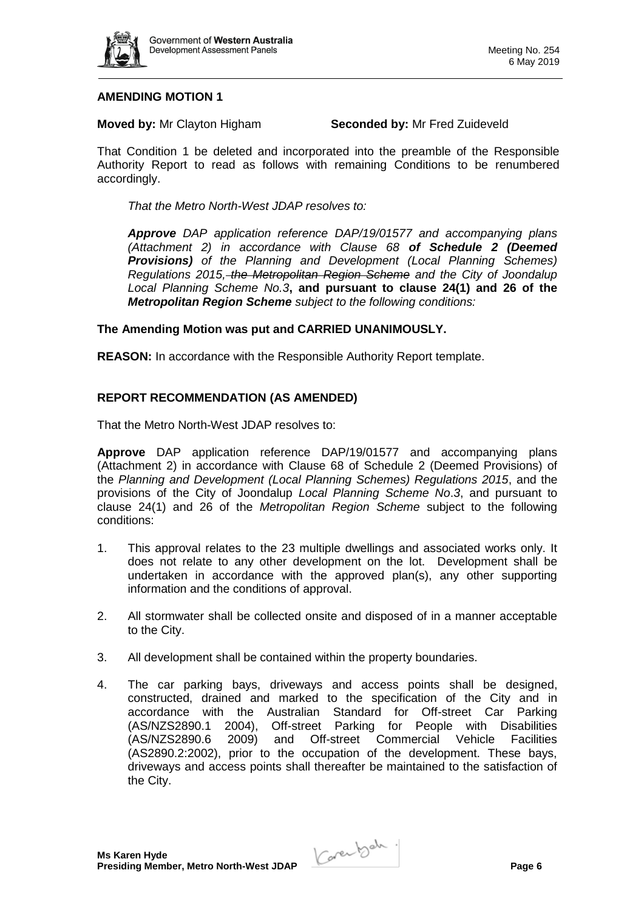**AMENDING MOTION 1**

**Moved by:** Mr Clayton Higham **Seconded by:** Mr Fred Zuideveld

That Condition 1 be deleted and incorporated into the preamble of the Responsible Authority Report to read as follows with remaining Conditions to be renumbered accordingly.

> *That the Metro North-West JDAP resolves to:*
>
> ***Approve** DAP application reference DAP/19/01577 and accompanying plans (Attachment 2) in accordance with Clause 68 **of Schedule 2 (Deemed Provisions)** of the Planning and Development (Local Planning Schemes) Regulations 2015, ~~the Metropolitan Region Scheme~~ and the City of Joondalup Local Planning Scheme No.3***, and pursuant to clause 24(1) and 26 of the** ***Metropolitan Region Scheme*** *subject to the following conditions:*

**The Amending Motion was put and CARRIED UNANIMOUSLY.**

**REASON:** In accordance with the Responsible Authority Report template.

**REPORT RECOMMENDATION (AS AMENDED)**

That the Metro North-West JDAP resolves to:

**Approve** DAP application reference DAP/19/01577 and accompanying plans (Attachment 2) in accordance with Clause 68 of Schedule 2 (Deemed Provisions) of the *Planning and Development (Local Planning Schemes) Regulations 2015*, and the provisions of the City of Joondalup *Local Planning Scheme No.3*, and pursuant to clause 24(1) and 26 of the *Metropolitan Region Scheme* subject to the following conditions:

1. This approval relates to the 23 multiple dwellings and associated works only. It does not relate to any other development on the lot. Development shall be undertaken in accordance with the approved plan(s), any other supporting information and the conditions of approval.
2. All stormwater shall be collected onsite and disposed of in a manner acceptable to the City.
3. All development shall be contained within the property boundaries.
4. The car parking bays, driveways and access points shall be designed, constructed, drained and marked to the specification of the City and in accordance with the Australian Standard for Off-street Car Parking (AS/NZS2890.1 2004), Off-street Parking for People with Disabilities (AS/NZS2890.6 2009) and Off-street Commercial Vehicle Facilities (AS2890.2:2002), prior to the occupation of the development. These bays, driveways and access points shall thereafter be maintained to the satisfaction of the City.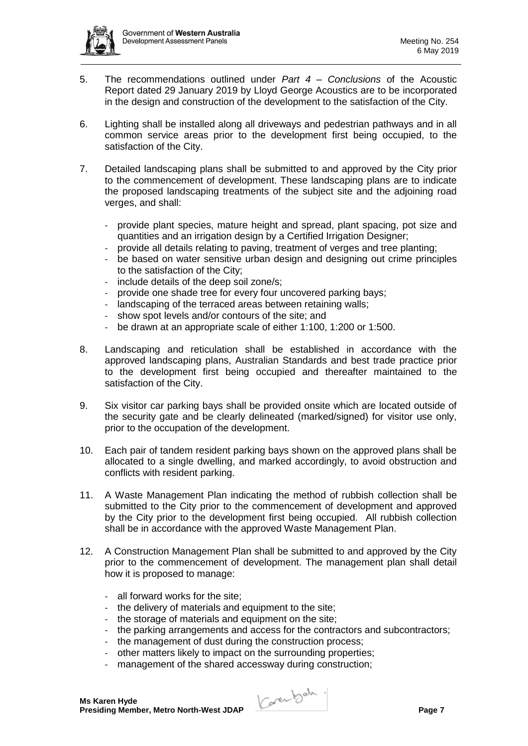5. The recommendations outlined under *Part 4 – Conclusions* of the Acoustic Report dated 29 January 2019 by Lloyd George Acoustics are to be incorporated in the design and construction of the development to the satisfaction of the City.

6. Lighting shall be installed along all driveways and pedestrian pathways and in all common service areas prior to the development first being occupied, to the satisfaction of the City.

7. Detailed landscaping plans shall be submitted to and approved by the City prior to the commencement of development. These landscaping plans are to indicate the proposed landscaping treatments of the subject site and the adjoining road verges, and shall:

   - provide plant species, mature height and spread, plant spacing, pot size and quantities and an irrigation design by a Certified Irrigation Designer;
   - provide all details relating to paving, treatment of verges and tree planting;
   - be based on water sensitive urban design and designing out crime principles to the satisfaction of the City;
   - include details of the deep soil zone/s;
   - provide one shade tree for every four uncovered parking bays;
   - landscaping of the terraced areas between retaining walls;
   - show spot levels and/or contours of the site; and
   - be drawn at an appropriate scale of either 1:100, 1:200 or 1:500.

8. Landscaping and reticulation shall be established in accordance with the approved landscaping plans, Australian Standards and best trade practice prior to the development first being occupied and thereafter maintained to the satisfaction of the City.

9. Six visitor car parking bays shall be provided onsite which are located outside of the security gate and be clearly delineated (marked/signed) for visitor use only, prior to the occupation of the development.

10. Each pair of tandem resident parking bays shown on the approved plans shall be allocated to a single dwelling, and marked accordingly, to avoid obstruction and conflicts with resident parking.

11. A Waste Management Plan indicating the method of rubbish collection shall be submitted to the City prior to the commencement of development and approved by the City prior to the development first being occupied. All rubbish collection shall be in accordance with the approved Waste Management Plan.

12. A Construction Management Plan shall be submitted to and approved by the City prior to the commencement of development. The management plan shall detail how it is proposed to manage:

    - all forward works for the site;
    - the delivery of materials and equipment to the site;
    - the storage of materials and equipment on the site;
    - the parking arrangements and access for the contractors and subcontractors;
    - the management of dust during the construction process;
    - other matters likely to impact on the surrounding properties;
    - management of the shared accessway during construction;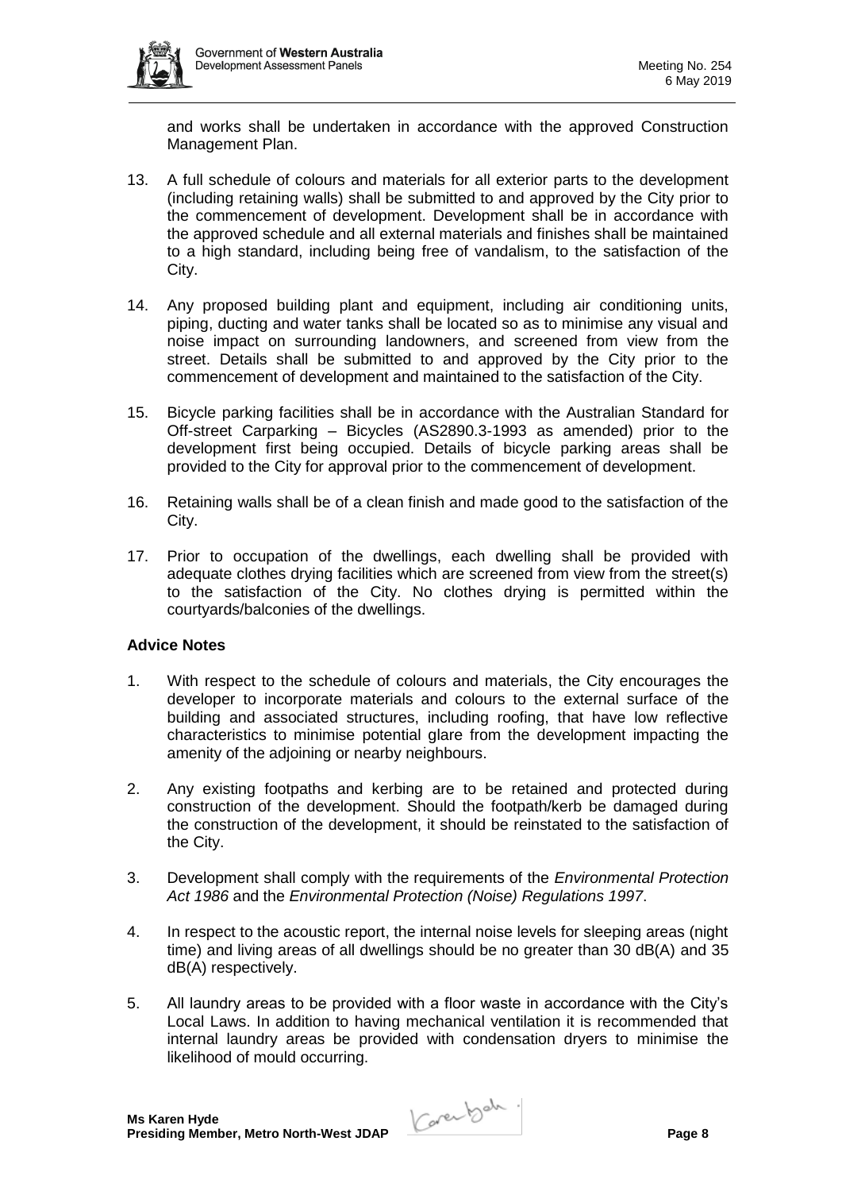and works shall be undertaken in accordance with the approved Construction Management Plan.

13. A full schedule of colours and materials for all exterior parts to the development (including retaining walls) shall be submitted to and approved by the City prior to the commencement of development. Development shall be in accordance with the approved schedule and all external materials and finishes shall be maintained to a high standard, including being free of vandalism, to the satisfaction of the City.

14. Any proposed building plant and equipment, including air conditioning units, piping, ducting and water tanks shall be located so as to minimise any visual and noise impact on surrounding landowners, and screened from view from the street. Details shall be submitted to and approved by the City prior to the commencement of development and maintained to the satisfaction of the City.

15. Bicycle parking facilities shall be in accordance with the Australian Standard for Off-street Carparking – Bicycles (AS2890.3-1993 as amended) prior to the development first being occupied. Details of bicycle parking areas shall be provided to the City for approval prior to the commencement of development.

16. Retaining walls shall be of a clean finish and made good to the satisfaction of the City.

17. Prior to occupation of the dwellings, each dwelling shall be provided with adequate clothes drying facilities which are screened from view from the street(s) to the satisfaction of the City. No clothes drying is permitted within the courtyards/balconies of the dwellings.

**Advice Notes**

1. With respect to the schedule of colours and materials, the City encourages the developer to incorporate materials and colours to the external surface of the building and associated structures, including roofing, that have low reflective characteristics to minimise potential glare from the development impacting the amenity of the adjoining or nearby neighbours.

2. Any existing footpaths and kerbing are to be retained and protected during construction of the development. Should the footpath/kerb be damaged during the construction of the development, it should be reinstated to the satisfaction of the City.

3. Development shall comply with the requirements of the *Environmental Protection Act 1986* and the *Environmental Protection (Noise) Regulations 1997*.

4. In respect to the acoustic report, the internal noise levels for sleeping areas (night time) and living areas of all dwellings should be no greater than 30 dB(A) and 35 dB(A) respectively.

5. All laundry areas to be provided with a floor waste in accordance with the City's Local Laws. In addition to having mechanical ventilation it is recommended that internal laundry areas be provided with condensation dryers to minimise the likelihood of mould occurring.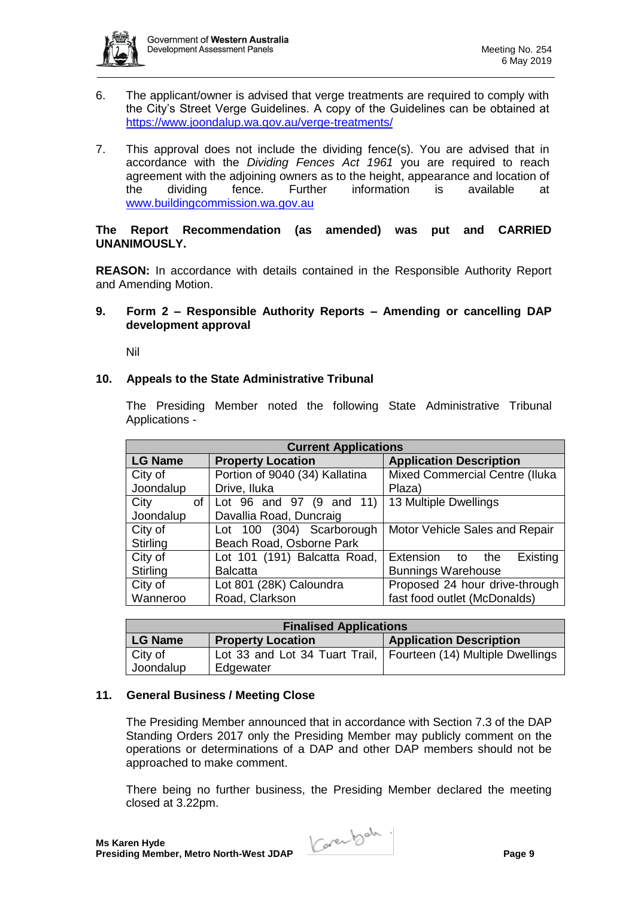6. The applicant/owner is advised that verge treatments are required to comply with the City's Street Verge Guidelines. A copy of the Guidelines can be obtained at https://www.joondalup.wa.gov.au/verge-treatments/

7. This approval does not include the dividing fence(s). You are advised that in accordance with the *Dividing Fences Act 1961* you are required to reach agreement with the adjoining owners as to the height, appearance and location of the dividing fence. Further information is available at www.buildingcommission.wa.gov.au

**The Report Recommendation (as amended) was put and CARRIED UNANIMOUSLY.**

**REASON:** In accordance with details contained in the Responsible Authority Report and Amending Motion.

## 9. Form 2 – Responsible Authority Reports – Amending or cancelling DAP development approval

Nil

## 10. Appeals to the State Administrative Tribunal

The Presiding Member noted the following State Administrative Tribunal Applications -

| **Current Applications** | | |
|---|---|---|
| **LG Name** | **Property Location** | **Application Description** |
| City of Joondalup | Portion of 9040 (34) Kallatina Drive, Iluka | Mixed Commercial Centre (Iluka Plaza) |
| City of Joondalup | Lot 96 and 97 (9 and 11) Davallia Road, Duncraig | 13 Multiple Dwellings |
| City of Stirling | Lot 100 (304) Scarborough Beach Road, Osborne Park | Motor Vehicle Sales and Repair |
| City of Stirling | Lot 101 (191) Balcatta Road, Balcatta | Extension to the Existing Bunnings Warehouse |
| City of Wanneroo | Lot 801 (28K) Caloundra Road, Clarkson | Proposed 24 hour drive-through fast food outlet (McDonalds) |

| **Finalised Applications** | | |
|---|---|---|
| **LG Name** | **Property Location** | **Application Description** |
| City of Joondalup | Lot 33 and Lot 34 Tuart Trail, Edgewater | Fourteen (14) Multiple Dwellings |

## 11. General Business / Meeting Close

The Presiding Member announced that in accordance with Section 7.3 of the DAP Standing Orders 2017 only the Presiding Member may publicly comment on the operations or determinations of a DAP and other DAP members should not be approached to make comment.

There being no further business, the Presiding Member declared the meeting closed at 3.22pm.

**Ms Karen Hyde**
**Presiding Member, Metro North-West JDAP**